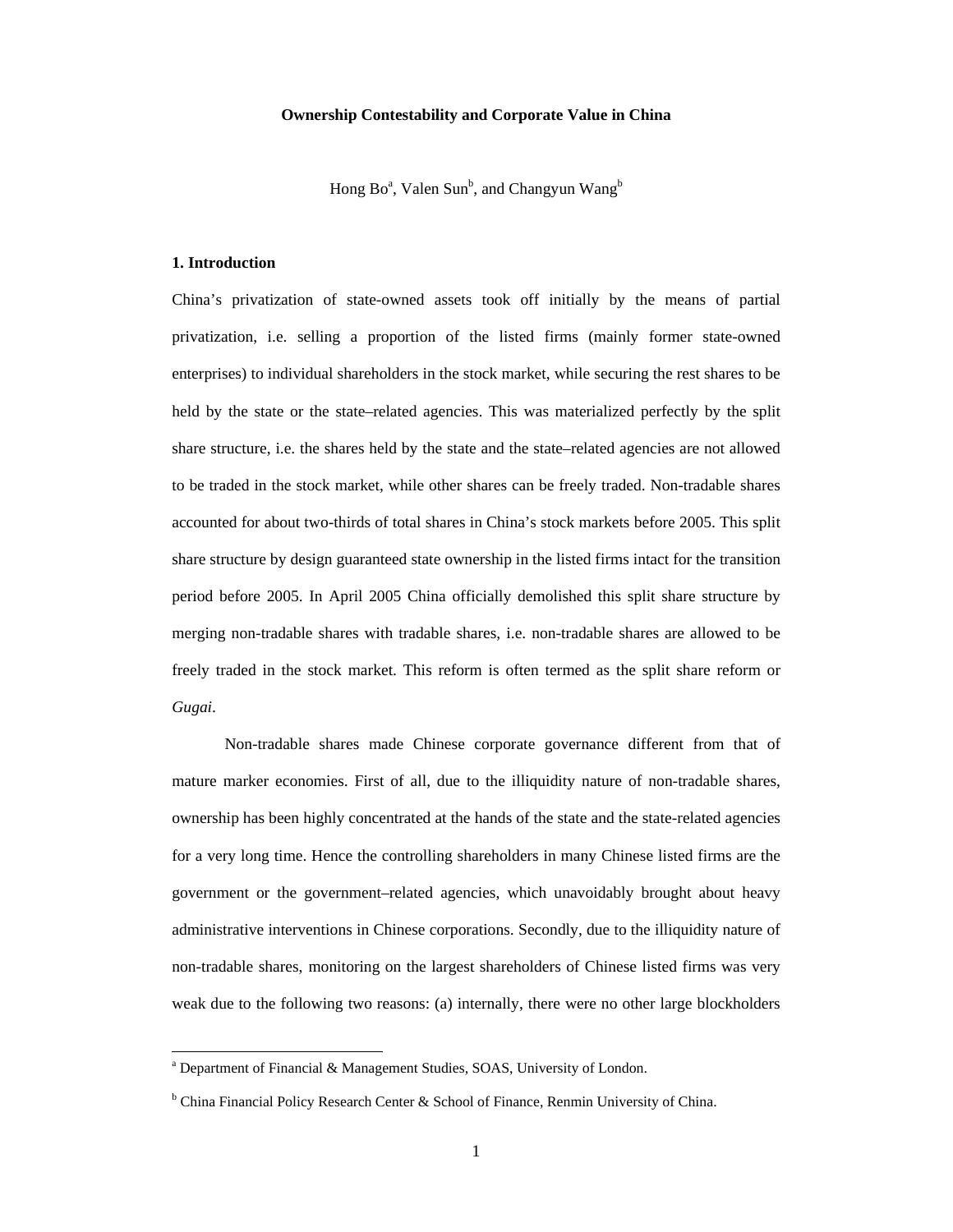# Ownership Contestability and Corporate Value in China

Hong Bo[a], Valen Sun[b], and Changyun Wang[b]

## 1. Introduction

China's privatization of state-owned assets took off initially by the means of partial privatization, i.e. selling a proportion of the listed firms (mainly former state-owned enterprises) to individual shareholders in the stock market, while securing the rest shares to be held by the state or the state–related agencies. This was materialized perfectly by the split share structure, i.e. the shares held by the state and the state–related agencies are not allowed to be traded in the stock market, while other shares can be freely traded. Non-tradable shares accounted for about two-thirds of total shares in China's stock markets before 2005. This split share structure by design guaranteed state ownership in the listed firms intact for the transition period before 2005. In April 2005 China officially demolished this split share structure by merging non-tradable shares with tradable shares, i.e. non-tradable shares are allowed to be freely traded in the stock market. This reform is often termed as the split share reform or *Gugai*.

Non-tradable shares made Chinese corporate governance different from that of mature marker economies. First of all, due to the illiquidity nature of non-tradable shares, ownership has been highly concentrated at the hands of the state and the state-related agencies for a very long time. Hence the controlling shareholders in many Chinese listed firms are the government or the government–related agencies, which unavoidably brought about heavy administrative interventions in Chinese corporations. Secondly, due to the illiquidity nature of non-tradable shares, monitoring on the largest shareholders of Chinese listed firms was very weak due to the following two reasons: (a) internally, there were no other large blockholders

---

[a] Department of Financial & Management Studies, SOAS, University of London.

[b] China Financial Policy Research Center & School of Finance, Renmin University of China.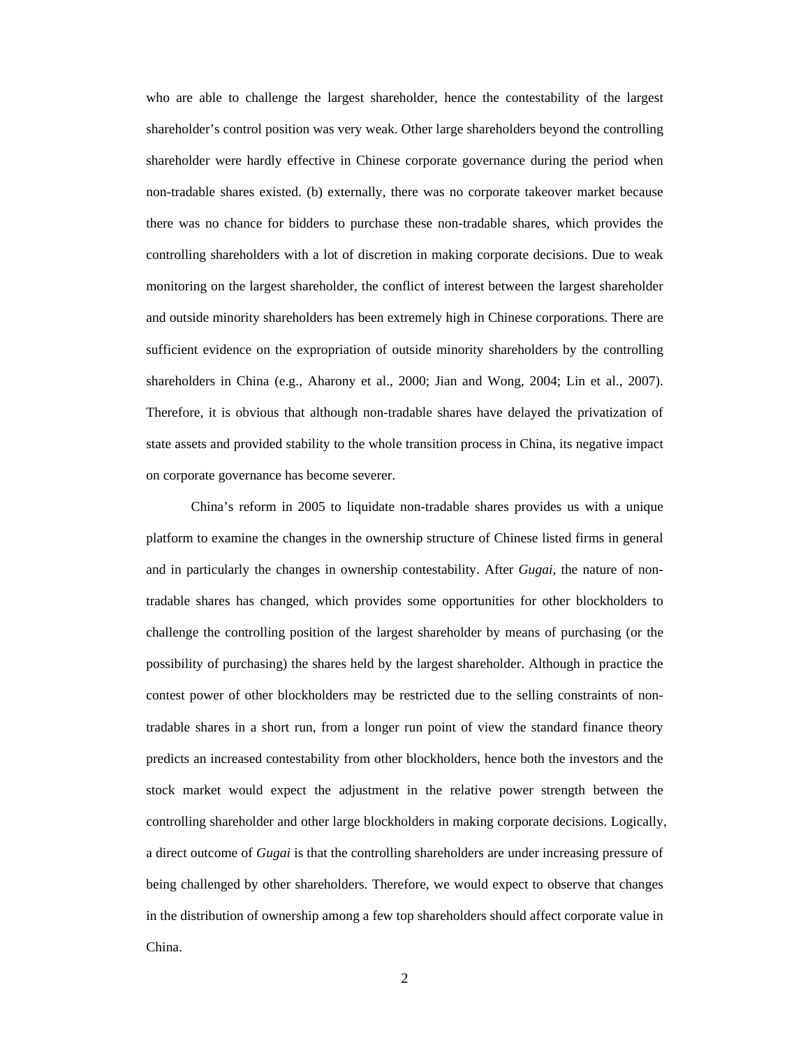who are able to challenge the largest shareholder, hence the contestability of the largest shareholder's control position was very weak. Other large shareholders beyond the controlling shareholder were hardly effective in Chinese corporate governance during the period when non-tradable shares existed. (b) externally, there was no corporate takeover market because there was no chance for bidders to purchase these non-tradable shares, which provides the controlling shareholders with a lot of discretion in making corporate decisions. Due to weak monitoring on the largest shareholder, the conflict of interest between the largest shareholder and outside minority shareholders has been extremely high in Chinese corporations. There are sufficient evidence on the expropriation of outside minority shareholders by the controlling shareholders in China (e.g., Aharony et al., 2000; Jian and Wong, 2004; Lin et al., 2007). Therefore, it is obvious that although non-tradable shares have delayed the privatization of state assets and provided stability to the whole transition process in China, its negative impact on corporate governance has become severer.

China's reform in 2005 to liquidate non-tradable shares provides us with a unique platform to examine the changes in the ownership structure of Chinese listed firms in general and in particularly the changes in ownership contestability. After *Gugai*, the nature of non-tradable shares has changed, which provides some opportunities for other blockholders to challenge the controlling position of the largest shareholder by means of purchasing (or the possibility of purchasing) the shares held by the largest shareholder. Although in practice the contest power of other blockholders may be restricted due to the selling constraints of non-tradable shares in a short run, from a longer run point of view the standard finance theory predicts an increased contestability from other blockholders, hence both the investors and the stock market would expect the adjustment in the relative power strength between the controlling shareholder and other large blockholders in making corporate decisions. Logically, a direct outcome of *Gugai* is that the controlling shareholders are under increasing pressure of being challenged by other shareholders. Therefore, we would expect to observe that changes in the distribution of ownership among a few top shareholders should affect corporate value in China.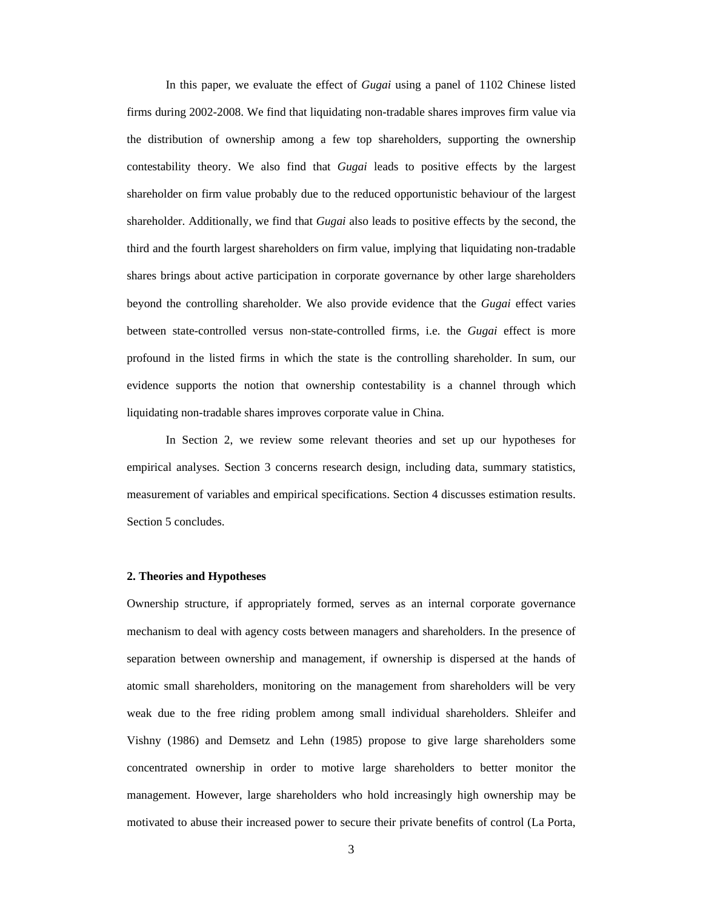In this paper, we evaluate the effect of *Gugai* using a panel of 1102 Chinese listed firms during 2002-2008. We find that liquidating non-tradable shares improves firm value via the distribution of ownership among a few top shareholders, supporting the ownership contestability theory. We also find that *Gugai* leads to positive effects by the largest shareholder on firm value probably due to the reduced opportunistic behaviour of the largest shareholder. Additionally, we find that *Gugai* also leads to positive effects by the second, the third and the fourth largest shareholders on firm value, implying that liquidating non-tradable shares brings about active participation in corporate governance by other large shareholders beyond the controlling shareholder. We also provide evidence that the *Gugai* effect varies between state-controlled versus non-state-controlled firms, i.e. the *Gugai* effect is more profound in the listed firms in which the state is the controlling shareholder. In sum, our evidence supports the notion that ownership contestability is a channel through which liquidating non-tradable shares improves corporate value in China.

In Section 2, we review some relevant theories and set up our hypotheses for empirical analyses. Section 3 concerns research design, including data, summary statistics, measurement of variables and empirical specifications. Section 4 discusses estimation results. Section 5 concludes.

## 2. Theories and Hypotheses

Ownership structure, if appropriately formed, serves as an internal corporate governance mechanism to deal with agency costs between managers and shareholders. In the presence of separation between ownership and management, if ownership is dispersed at the hands of atomic small shareholders, monitoring on the management from shareholders will be very weak due to the free riding problem among small individual shareholders. Shleifer and Vishny (1986) and Demsetz and Lehn (1985) propose to give large shareholders some concentrated ownership in order to motive large shareholders to better monitor the management. However, large shareholders who hold increasingly high ownership may be motivated to abuse their increased power to secure their private benefits of control (La Porta,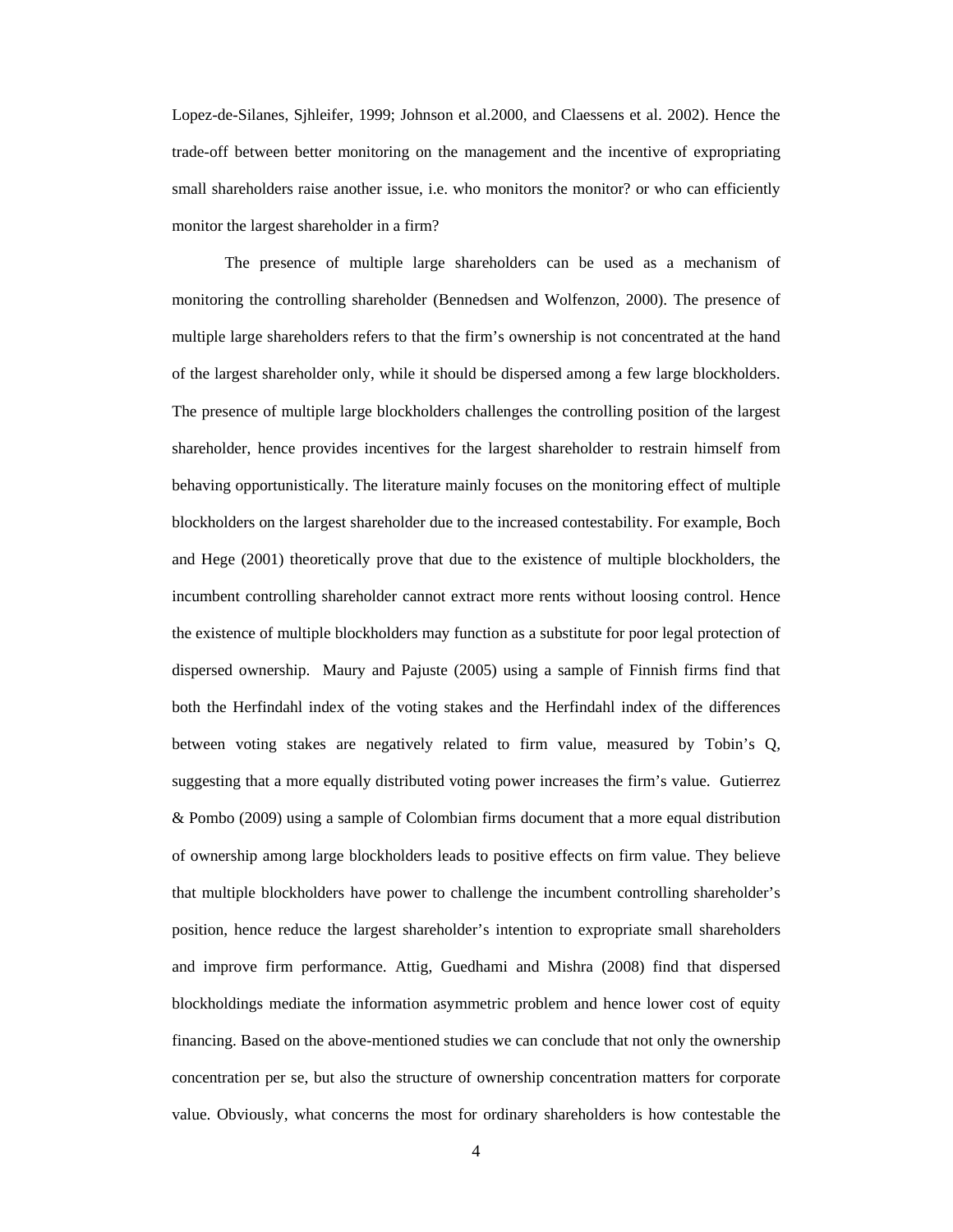Lopez-de-Silanes, Sjhleifer, 1999; Johnson et al.2000, and Claessens et al. 2002). Hence the trade-off between better monitoring on the management and the incentive of expropriating small shareholders raise another issue, i.e. who monitors the monitor? or who can efficiently monitor the largest shareholder in a firm?

The presence of multiple large shareholders can be used as a mechanism of monitoring the controlling shareholder (Bennedsen and Wolfenzon, 2000). The presence of multiple large shareholders refers to that the firm's ownership is not concentrated at the hand of the largest shareholder only, while it should be dispersed among a few large blockholders. The presence of multiple large blockholders challenges the controlling position of the largest shareholder, hence provides incentives for the largest shareholder to restrain himself from behaving opportunistically. The literature mainly focuses on the monitoring effect of multiple blockholders on the largest shareholder due to the increased contestability. For example, Boch and Hege (2001) theoretically prove that due to the existence of multiple blockholders, the incumbent controlling shareholder cannot extract more rents without loosing control. Hence the existence of multiple blockholders may function as a substitute for poor legal protection of dispersed ownership. Maury and Pajuste (2005) using a sample of Finnish firms find that both the Herfindahl index of the voting stakes and the Herfindahl index of the differences between voting stakes are negatively related to firm value, measured by Tobin's Q, suggesting that a more equally distributed voting power increases the firm's value. Gutierrez & Pombo (2009) using a sample of Colombian firms document that a more equal distribution of ownership among large blockholders leads to positive effects on firm value. They believe that multiple blockholders have power to challenge the incumbent controlling shareholder's position, hence reduce the largest shareholder's intention to expropriate small shareholders and improve firm performance. Attig, Guedhami and Mishra (2008) find that dispersed blockholdings mediate the information asymmetric problem and hence lower cost of equity financing. Based on the above-mentioned studies we can conclude that not only the ownership concentration per se, but also the structure of ownership concentration matters for corporate value. Obviously, what concerns the most for ordinary shareholders is how contestable the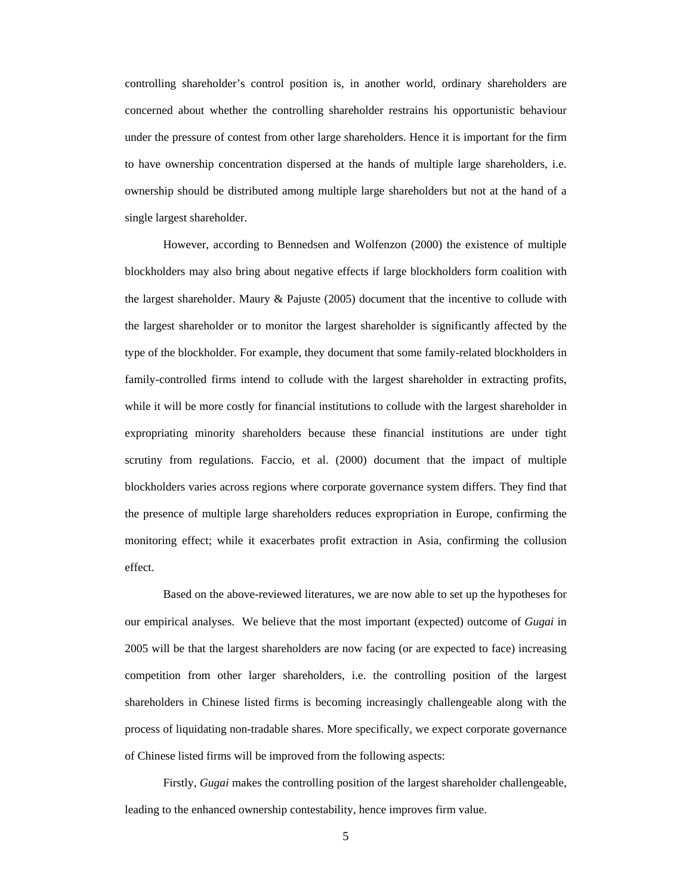controlling shareholder's control position is, in another world, ordinary shareholders are concerned about whether the controlling shareholder restrains his opportunistic behaviour under the pressure of contest from other large shareholders. Hence it is important for the firm to have ownership concentration dispersed at the hands of multiple large shareholders, i.e. ownership should be distributed among multiple large shareholders but not at the hand of a single largest shareholder.

However, according to Bennedsen and Wolfenzon (2000) the existence of multiple blockholders may also bring about negative effects if large blockholders form coalition with the largest shareholder. Maury & Pajuste (2005) document that the incentive to collude with the largest shareholder or to monitor the largest shareholder is significantly affected by the type of the blockholder. For example, they document that some family-related blockholders in family-controlled firms intend to collude with the largest shareholder in extracting profits, while it will be more costly for financial institutions to collude with the largest shareholder in expropriating minority shareholders because these financial institutions are under tight scrutiny from regulations. Faccio, et al. (2000) document that the impact of multiple blockholders varies across regions where corporate governance system differs. They find that the presence of multiple large shareholders reduces expropriation in Europe, confirming the monitoring effect; while it exacerbates profit extraction in Asia, confirming the collusion effect.

Based on the above-reviewed literatures, we are now able to set up the hypotheses for our empirical analyses. We believe that the most important (expected) outcome of *Gugai* in 2005 will be that the largest shareholders are now facing (or are expected to face) increasing competition from other larger shareholders, i.e. the controlling position of the largest shareholders in Chinese listed firms is becoming increasingly challengeable along with the process of liquidating non-tradable shares. More specifically, we expect corporate governance of Chinese listed firms will be improved from the following aspects:

Firstly, *Gugai* makes the controlling position of the largest shareholder challengeable, leading to the enhanced ownership contestability, hence improves firm value.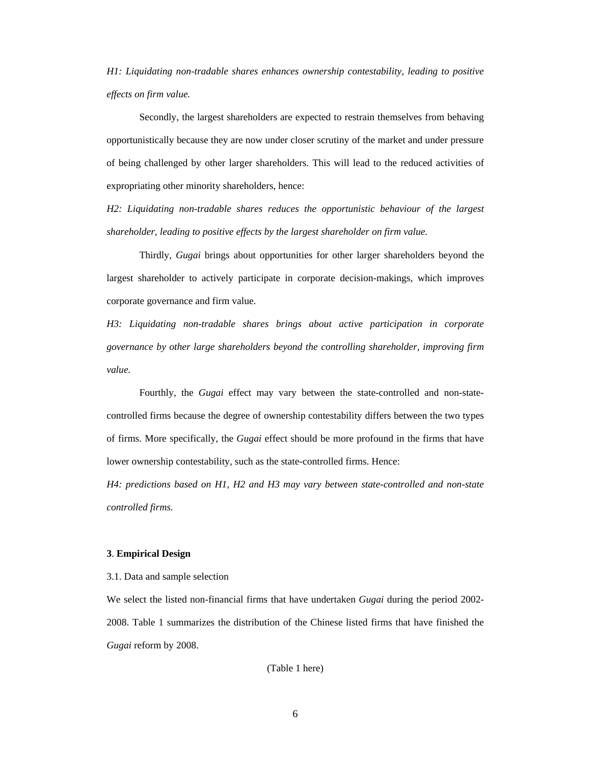*H1: Liquidating non-tradable shares enhances ownership contestability, leading to positive effects on firm value.*

Secondly, the largest shareholders are expected to restrain themselves from behaving opportunistically because they are now under closer scrutiny of the market and under pressure of being challenged by other larger shareholders. This will lead to the reduced activities of expropriating other minority shareholders, hence:

*H2: Liquidating non-tradable shares reduces the opportunistic behaviour of the largest shareholder, leading to positive effects by the largest shareholder on firm value.*

Thirdly, *Gugai* brings about opportunities for other larger shareholders beyond the largest shareholder to actively participate in corporate decision-makings, which improves corporate governance and firm value.

*H3: Liquidating non-tradable shares brings about active participation in corporate governance by other large shareholders beyond the controlling shareholder, improving firm value.*

Fourthly, the *Gugai* effect may vary between the state-controlled and non-state-controlled firms because the degree of ownership contestability differs between the two types of firms. More specifically, the *Gugai* effect should be more profound in the firms that have lower ownership contestability, such as the state-controlled firms. Hence:

*H4: predictions based on H1, H2 and H3 may vary between state-controlled and non-state controlled firms.*

## 3. Empirical Design

### 3.1. Data and sample selection

We select the listed non-financial firms that have undertaken *Gugai* during the period 2002-2008. Table 1 summarizes the distribution of the Chinese listed firms that have finished the *Gugai* reform by 2008.

(Table 1 here)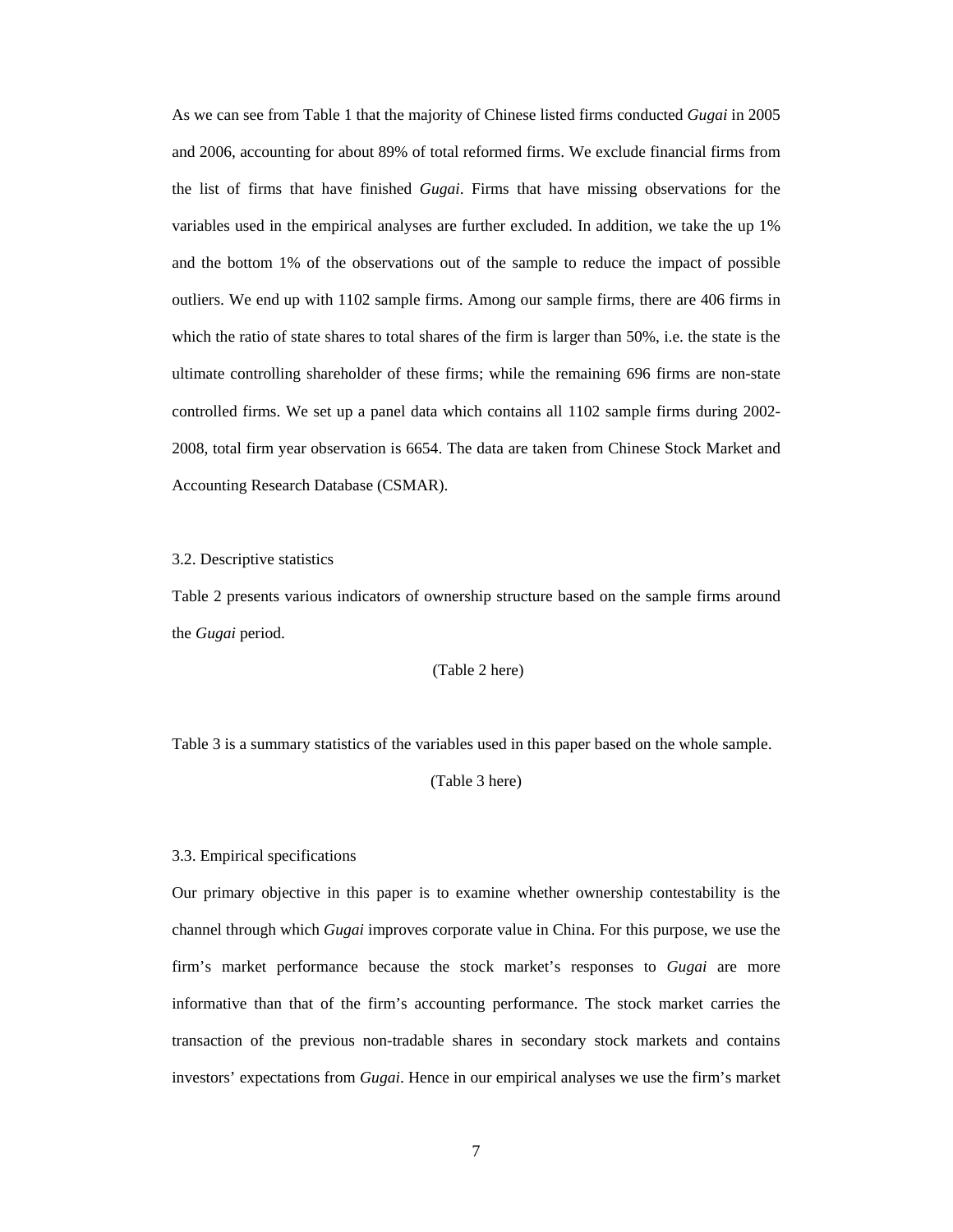As we can see from Table 1 that the majority of Chinese listed firms conducted *Gugai* in 2005 and 2006, accounting for about 89% of total reformed firms. We exclude financial firms from the list of firms that have finished *Gugai*. Firms that have missing observations for the variables used in the empirical analyses are further excluded. In addition, we take the up 1% and the bottom 1% of the observations out of the sample to reduce the impact of possible outliers. We end up with 1102 sample firms. Among our sample firms, there are 406 firms in which the ratio of state shares to total shares of the firm is larger than 50%, i.e. the state is the ultimate controlling shareholder of these firms; while the remaining 696 firms are non-state controlled firms. We set up a panel data which contains all 1102 sample firms during 2002-2008, total firm year observation is 6654. The data are taken from Chinese Stock Market and Accounting Research Database (CSMAR).

### 3.2. Descriptive statistics

Table 2 presents various indicators of ownership structure based on the sample firms around the *Gugai* period.

(Table 2 here)

Table 3 is a summary statistics of the variables used in this paper based on the whole sample.

(Table 3 here)

### 3.3. Empirical specifications

Our primary objective in this paper is to examine whether ownership contestability is the channel through which *Gugai* improves corporate value in China. For this purpose, we use the firm's market performance because the stock market's responses to *Gugai* are more informative than that of the firm's accounting performance. The stock market carries the transaction of the previous non-tradable shares in secondary stock markets and contains investors' expectations from *Gugai*. Hence in our empirical analyses we use the firm's market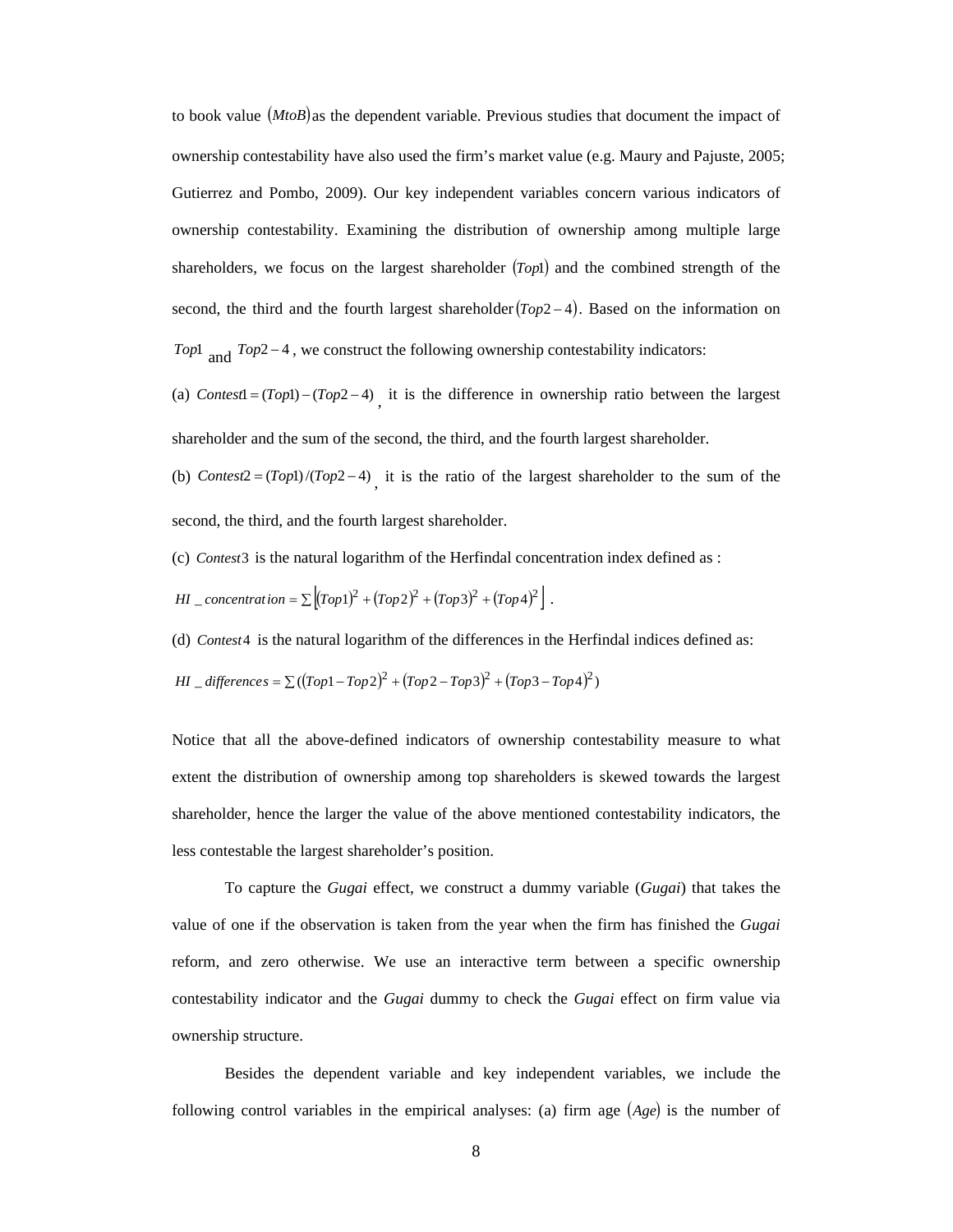to book value $(MtoB)$ as the dependent variable. Previous studies that document the impact of ownership contestability have also used the firm's market value (e.g. Maury and Pajuste, 2005; Gutierrez and Pombo, 2009). Our key independent variables concern various indicators of ownership contestability. Examining the distribution of ownership among multiple large shareholders, we focus on the largest shareholder $(Top1)$ and the combined strength of the second, the third and the fourth largest shareholder $(Top2-4)$. Based on the information on $Top1$ and $Top2-4$, we construct the following ownership contestability indicators:

(a) $Contest1 = (Top1) - (Top2-4)$, it is the difference in ownership ratio between the largest shareholder and the sum of the second, the third, and the fourth largest shareholder.

(b) $Contest2 = (Top1)/(Top2-4)$, it is the ratio of the largest shareholder to the sum of the second, the third, and the fourth largest shareholder.

(c) $Contest3$ is the natural logarithm of the Herfindal concentration index defined as :

$$HI\_concentration = \sum \left[ (Top1)^2 + (Top2)^2 + (Top3)^2 + (Top4)^2 \right].$$

(d) $Contest4$ is the natural logarithm of the differences in the Herfindal indices defined as:

$$HI\_differences = \sum \left( (Top1 - Top2)^2 + (Top2 - Top3)^2 + (Top3 - Top4)^2 \right)$$

Notice that all the above-defined indicators of ownership contestability measure to what extent the distribution of ownership among top shareholders is skewed towards the largest shareholder, hence the larger the value of the above mentioned contestability indicators, the less contestable the largest shareholder's position.

To capture the *Gugai* effect, we construct a dummy variable (*Gugai*) that takes the value of one if the observation is taken from the year when the firm has finished the *Gugai* reform, and zero otherwise. We use an interactive term between a specific ownership contestability indicator and the *Gugai* dummy to check the *Gugai* effect on firm value via ownership structure.

Besides the dependent variable and key independent variables, we include the following control variables in the empirical analyses: (a) firm age $(Age)$ is the number of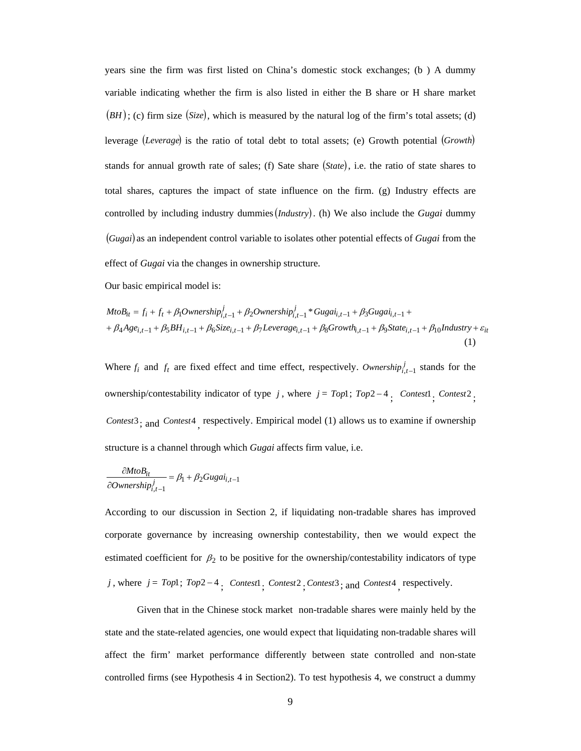years sine the firm was first listed on China's domestic stock exchanges; (b ) A dummy variable indicating whether the firm is also listed in either the B share or H share market $(BH)$; (c) firm size $(Size)$, which is measured by the natural log of the firm's total assets; (d) leverage $(Leverage)$ is the ratio of total debt to total assets; (e) Growth potential $(Growth)$ stands for annual growth rate of sales; (f) Sate share $(State)$, i.e. the ratio of state shares to total shares, captures the impact of state influence on the firm. (g) Industry effects are controlled by including industry dummies$(Industry)$. (h) We also include the *Gugai* dummy $(Gugai)$ as an independent control variable to isolates other potential effects of *Gugai* from the effect of *Gugai* via the changes in ownership structure.

Our basic empirical model is:

$$
\begin{aligned}
MtoB_{it} = {} & f_i + f_t + \beta_1 Ownership^j_{i,t-1} + \beta_2 Ownership^j_{i,t-1} * Gugai_{i,t-1} + \beta_3 Gugai_{i,t-1} + \\
& + \beta_4 Age_{i,t-1} + \beta_5 BH_{i,t-1} + \beta_6 Size_{i,t-1} + \beta_7 Leverage_{i,t-1} + \beta_8 Growth_{i,t-1} + \beta_9 State_{i,t-1} + \beta_{10} Industry + \varepsilon_{it}
\end{aligned}
\tag{1}
$$

Where $f_i$ and $f_t$ are fixed effect and time effect, respectively. $Ownership^j_{i,t-1}$ stands for the ownership/contestability indicator of type $j$, where $j = Top1$; $Top2-4$; $Contest1$; $Contest2$; $Contest3$; and $Contest4$, respectively. Empirical model (1) allows us to examine if ownership structure is a channel through which *Gugai* affects firm value, i.e.

$$
\frac{\partial MtoB_{it}}{\partial Ownership^j_{i,t-1}} = \beta_1 + \beta_2 Gugai_{i,t-1}
$$

According to our discussion in Section 2, if liquidating non-tradable shares has improved corporate governance by increasing ownership contestability, then we would expect the estimated coefficient for $\beta_2$ to be positive for the ownership/contestability indicators of type $j$, where $j = Top1$; $Top2-4$; $Contest1$; $Contest2$; $Contest3$; and $Contest4$, respectively.

Given that in the Chinese stock market non-tradable shares were mainly held by the state and the state-related agencies, one would expect that liquidating non-tradable shares will affect the firm' market performance differently between state controlled and non-state controlled firms (see Hypothesis 4 in Section2). To test hypothesis 4, we construct a dummy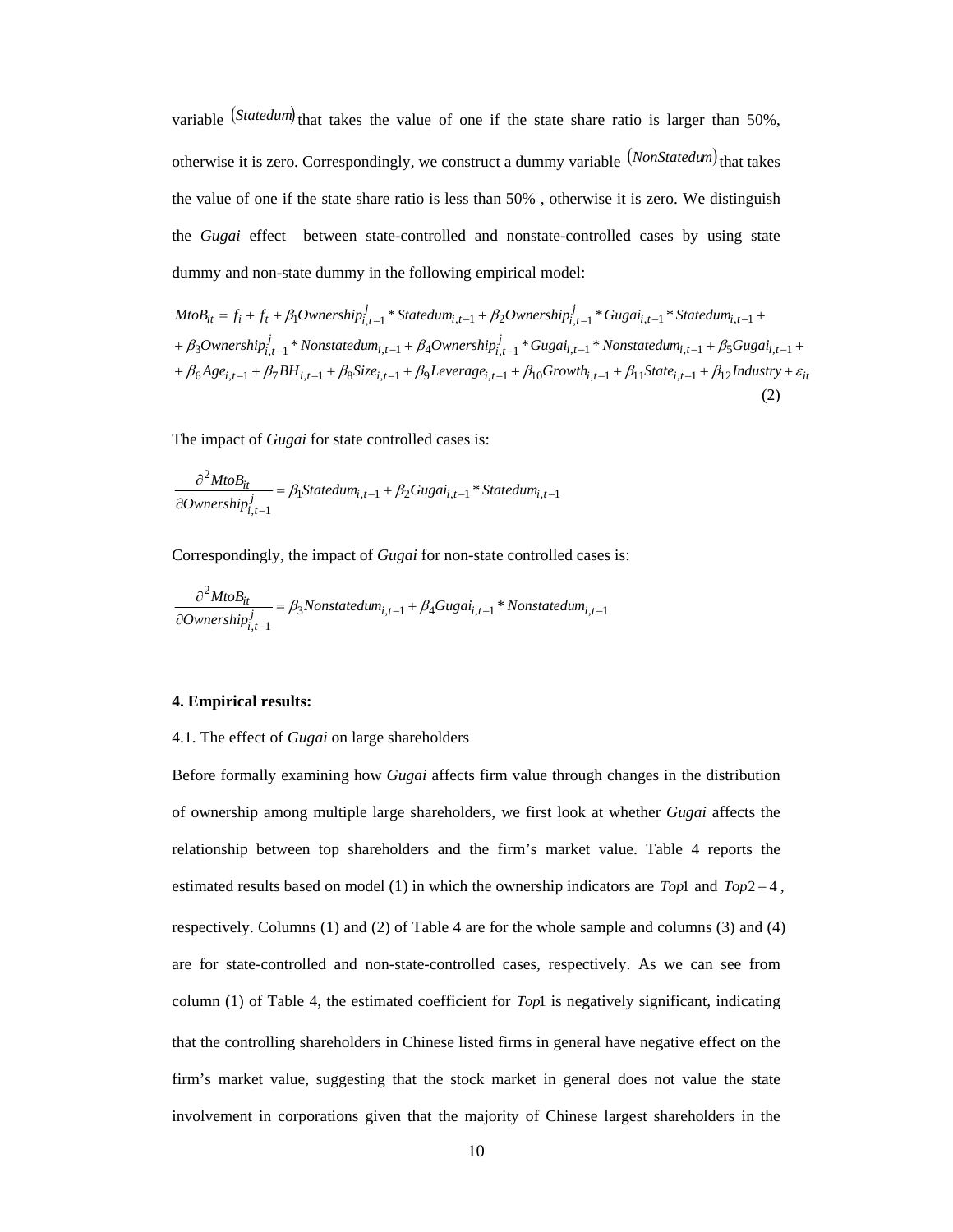variable $(Statedum)$ that takes the value of one if the state share ratio is larger than 50%, otherwise it is zero. Correspondingly, we construct a dummy variable $(NonStatedum)$ that takes the value of one if the state share ratio is less than 50% , otherwise it is zero. We distinguish the *Gugai* effect between state-controlled and nonstate-controlled cases by using state dummy and non-state dummy in the following empirical model:

$$
\begin{aligned}
MtoB_{it} = {} & f_i + f_t + \beta_1 Ownership_{i,t-1}^{j} * Statedum_{i,t-1} + \beta_2 Ownership_{i,t-1}^{j} * Gugai_{i,t-1} * Statedum_{i,t-1} + \\
& + \beta_3 Ownership_{i,t-1}^{j} * Nonstatedum_{i,t-1} + \beta_4 Ownership_{i,t-1}^{j} * Gugai_{i,t-1} * Nonstatedum_{i,t-1} + \beta_5 Gugai_{i,t-1} + \\
& + \beta_6 Age_{i,t-1} + \beta_7 BH_{i,t-1} + \beta_8 Size_{i,t-1} + \beta_9 Leverage_{i,t-1} + \beta_{10} Growth_{i,t-1} + \beta_{11} State_{i,t-1} + \beta_{12} Industry + \varepsilon_{it}
\end{aligned}
\tag{2}
$$

The impact of *Gugai* for state controlled cases is:

$$
\frac{\partial^2 MtoB_{it}}{\partial Ownership_{i,t-1}^{j}} = \beta_1 Statedum_{i,t-1} + \beta_2 Gugai_{i,t-1} * Statedum_{i,t-1}
$$

Correspondingly, the impact of *Gugai* for non-state controlled cases is:

$$
\frac{\partial^2 MtoB_{it}}{\partial Ownership_{i,t-1}^{j}} = \beta_3 Nonstatedum_{i,t-1} + \beta_4 Gugai_{i,t-1} * Nonstatedum_{i,t-1}
$$

## 4. Empirical results:

### 4.1. The effect of *Gugai* on large shareholders

Before formally examining how *Gugai* affects firm value through changes in the distribution of ownership among multiple large shareholders, we first look at whether *Gugai* affects the relationship between top shareholders and the firm's market value. Table 4 reports the estimated results based on model (1) in which the ownership indicators are $Top1$ and $Top2-4$, respectively. Columns (1) and (2) of Table 4 are for the whole sample and columns (3) and (4) are for state-controlled and non-state-controlled cases, respectively. As we can see from column (1) of Table 4, the estimated coefficient for $Top1$ is negatively significant, indicating that the controlling shareholders in Chinese listed firms in general have negative effect on the firm's market value, suggesting that the stock market in general does not value the state involvement in corporations given that the majority of Chinese largest shareholders in the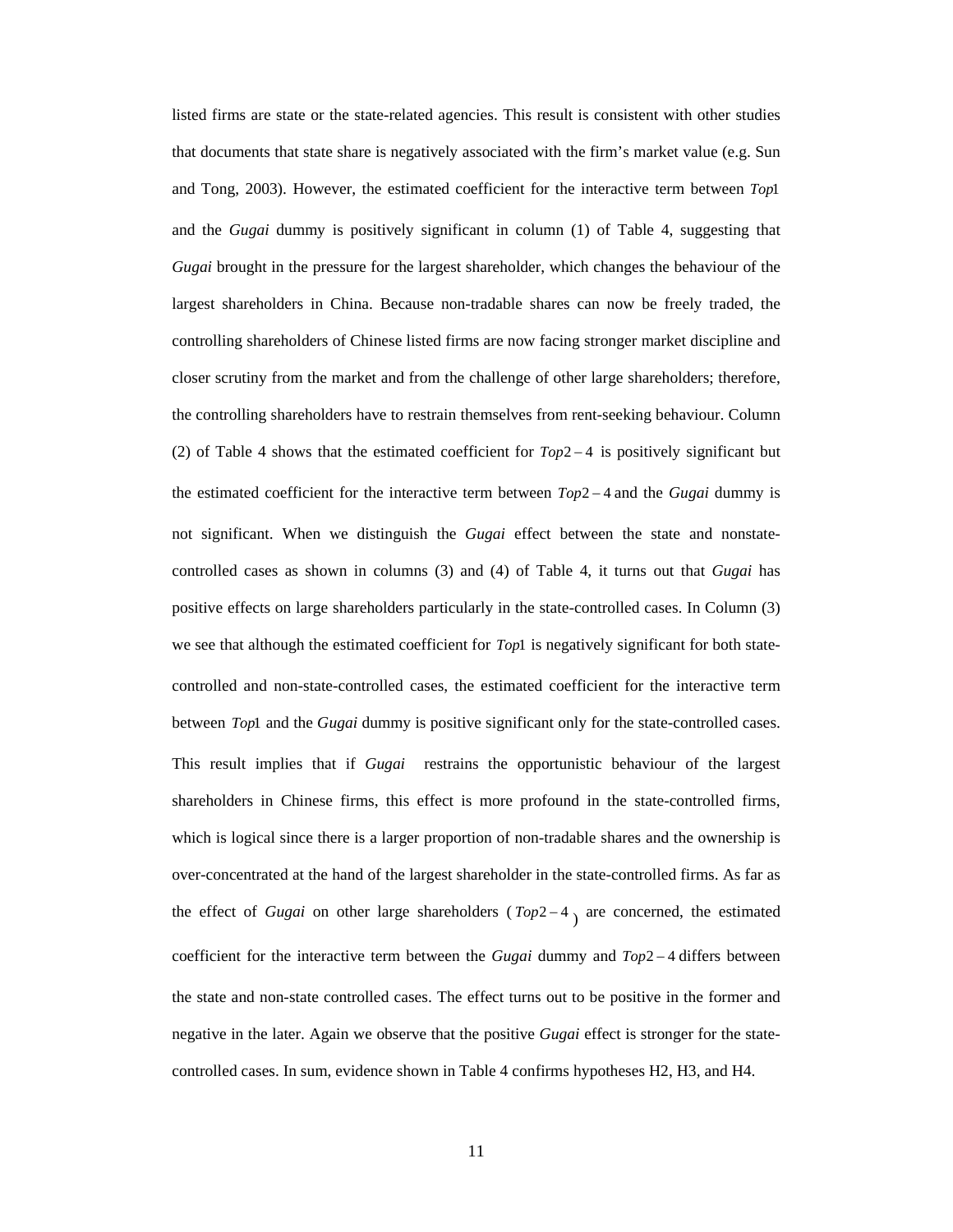listed firms are state or the state-related agencies. This result is consistent with other studies that documents that state share is negatively associated with the firm's market value (e.g. Sun and Tong, 2003). However, the estimated coefficient for the interactive term between $Top1$ and the *Gugai* dummy is positively significant in column (1) of Table 4, suggesting that *Gugai* brought in the pressure for the largest shareholder, which changes the behaviour of the largest shareholders in China. Because non-tradable shares can now be freely traded, the controlling shareholders of Chinese listed firms are now facing stronger market discipline and closer scrutiny from the market and from the challenge of other large shareholders; therefore, the controlling shareholders have to restrain themselves from rent-seeking behaviour. Column (2) of Table 4 shows that the estimated coefficient for $Top2-4$ is positively significant but the estimated coefficient for the interactive term between $Top2-4$ and the *Gugai* dummy is not significant. When we distinguish the *Gugai* effect between the state and nonstate-controlled cases as shown in columns (3) and (4) of Table 4, it turns out that *Gugai* has positive effects on large shareholders particularly in the state-controlled cases. In Column (3) we see that although the estimated coefficient for $Top1$ is negatively significant for both state-controlled and non-state-controlled cases, the estimated coefficient for the interactive term between $Top1$ and the *Gugai* dummy is positive significant only for the state-controlled cases. This result implies that if *Gugai* restrains the opportunistic behaviour of the largest shareholders in Chinese firms, this effect is more profound in the state-controlled firms, which is logical since there is a larger proportion of non-tradable shares and the ownership is over-concentrated at the hand of the largest shareholder in the state-controlled firms. As far as the effect of *Gugai* on other large shareholders ($Top2-4$) are concerned, the estimated coefficient for the interactive term between the *Gugai* dummy and $Top2-4$ differs between the state and non-state controlled cases. The effect turns out to be positive in the former and negative in the later. Again we observe that the positive *Gugai* effect is stronger for the state-controlled cases. In sum, evidence shown in Table 4 confirms hypotheses H2, H3, and H4.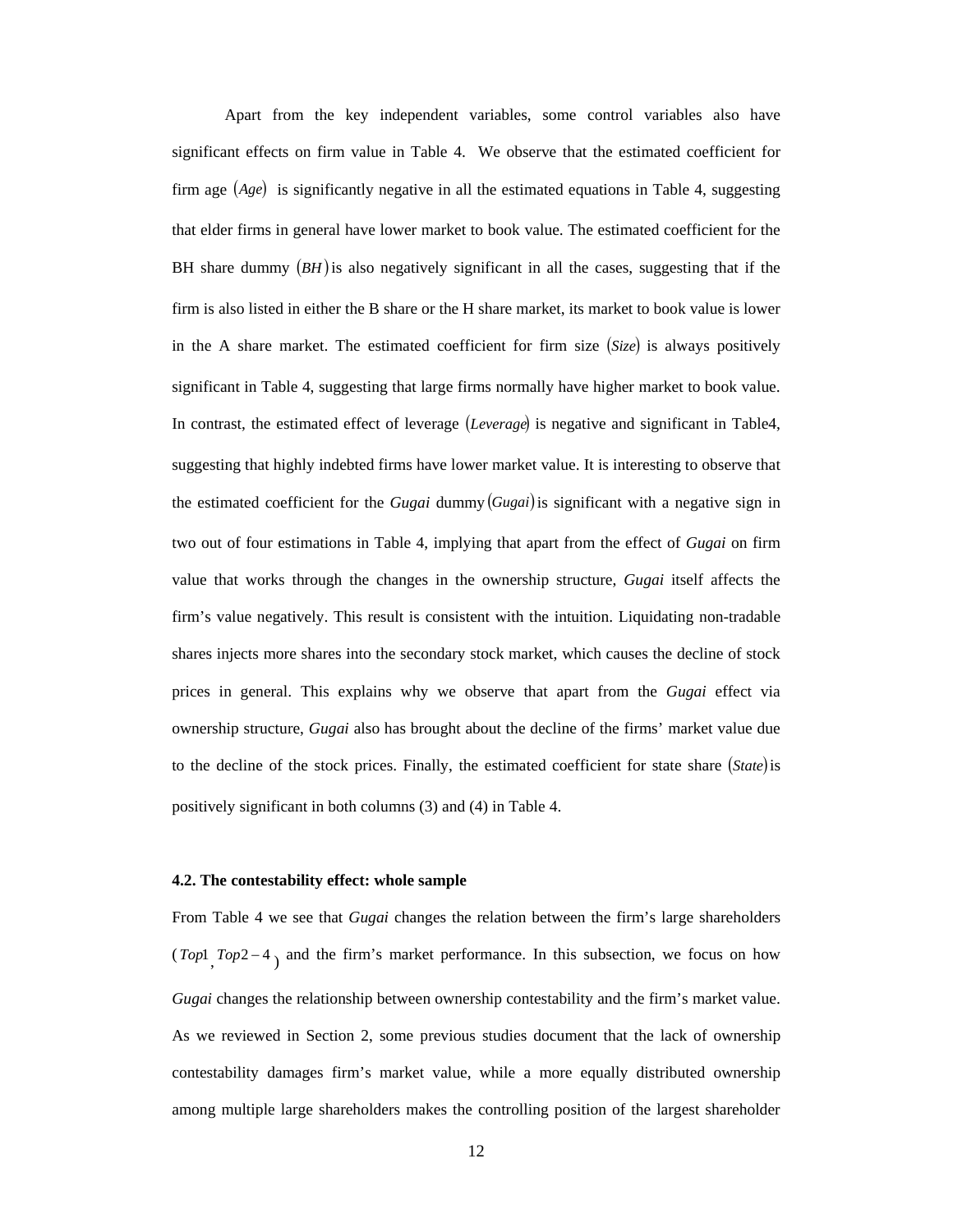Apart from the key independent variables, some control variables also have significant effects on firm value in Table 4. We observe that the estimated coefficient for firm age $(Age)$ is significantly negative in all the estimated equations in Table 4, suggesting that elder firms in general have lower market to book value. The estimated coefficient for the BH share dummy $(BH)$ is also negatively significant in all the cases, suggesting that if the firm is also listed in either the B share or the H share market, its market to book value is lower in the A share market. The estimated coefficient for firm size $(Size)$ is always positively significant in Table 4, suggesting that large firms normally have higher market to book value. In contrast, the estimated effect of leverage $(Leverage)$ is negative and significant in Table4, suggesting that highly indebted firms have lower market value. It is interesting to observe that the estimated coefficient for the *Gugai* dummy $(Gugai)$ is significant with a negative sign in two out of four estimations in Table 4, implying that apart from the effect of *Gugai* on firm value that works through the changes in the ownership structure, *Gugai* itself affects the firm's value negatively. This result is consistent with the intuition. Liquidating non-tradable shares injects more shares into the secondary stock market, which causes the decline of stock prices in general. This explains why we observe that apart from the *Gugai* effect via ownership structure, *Gugai* also has brought about the decline of the firms' market value due to the decline of the stock prices. Finally, the estimated coefficient for state share $(State)$ is positively significant in both columns (3) and (4) in Table 4.

#### 4.2. The contestability effect: whole sample

From Table 4 we see that *Gugai* changes the relation between the firm's large shareholders ($Top1$, $Top2-4$) and the firm's market performance. In this subsection, we focus on how *Gugai* changes the relationship between ownership contestability and the firm's market value. As we reviewed in Section 2, some previous studies document that the lack of ownership contestability damages firm's market value, while a more equally distributed ownership among multiple large shareholders makes the controlling position of the largest shareholder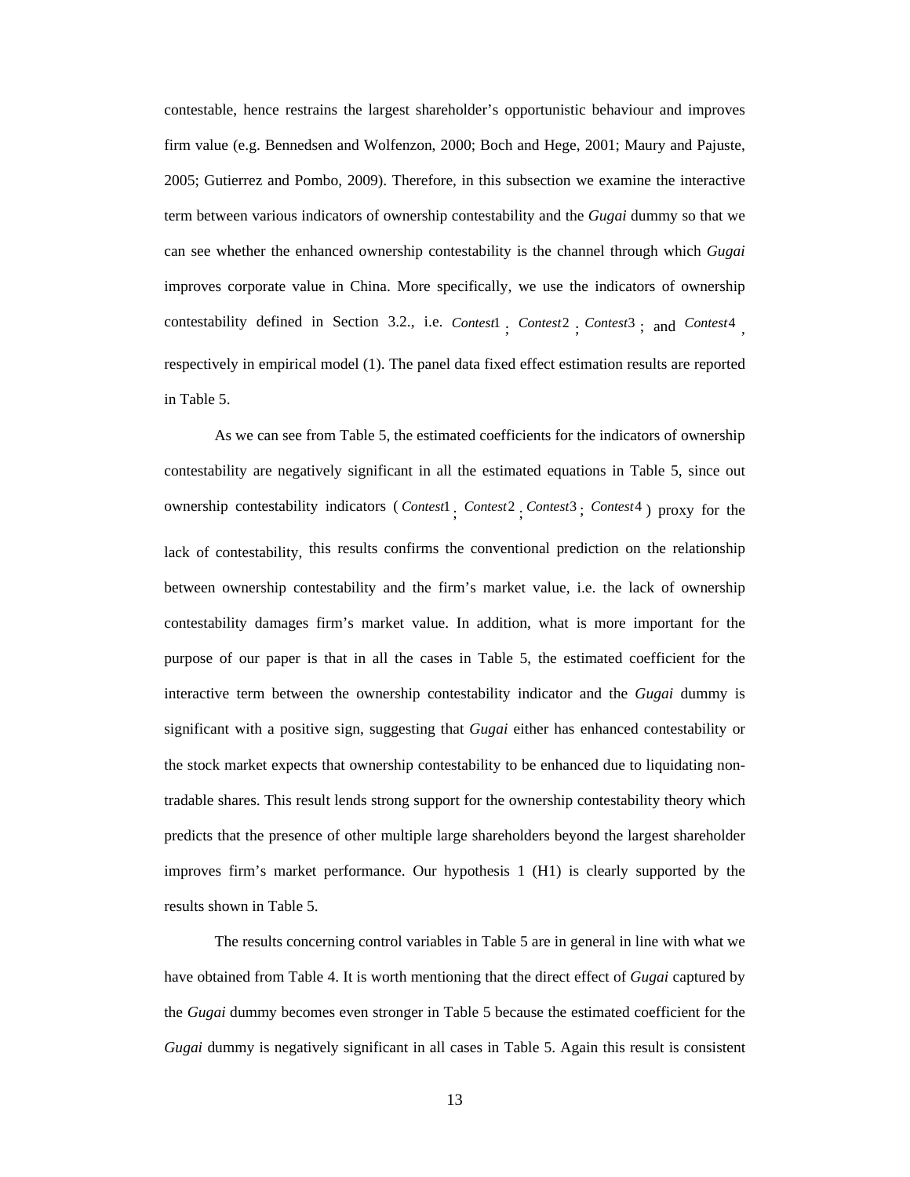contestable, hence restrains the largest shareholder's opportunistic behaviour and improves firm value (e.g. Bennedsen and Wolfenzon, 2000; Boch and Hege, 2001; Maury and Pajuste, 2005; Gutierrez and Pombo, 2009). Therefore, in this subsection we examine the interactive term between various indicators of ownership contestability and the *Gugai* dummy so that we can see whether the enhanced ownership contestability is the channel through which *Gugai* improves corporate value in China. More specifically, we use the indicators of ownership contestability defined in Section 3.2., i.e. $Contest1$ ; $Contest2$ ; $Contest3$ ; and $Contest4$ , respectively in empirical model (1). The panel data fixed effect estimation results are reported in Table 5.

As we can see from Table 5, the estimated coefficients for the indicators of ownership contestability are negatively significant in all the estimated equations in Table 5, since out ownership contestability indicators ( $Contest1$ ; $Contest2$ ; $Contest3$ ; $Contest4$ ) proxy for the lack of contestability, this results confirms the conventional prediction on the relationship between ownership contestability and the firm's market value, i.e. the lack of ownership contestability damages firm's market value. In addition, what is more important for the purpose of our paper is that in all the cases in Table 5, the estimated coefficient for the interactive term between the ownership contestability indicator and the *Gugai* dummy is significant with a positive sign, suggesting that *Gugai* either has enhanced contestability or the stock market expects that ownership contestability to be enhanced due to liquidating non-tradable shares. This result lends strong support for the ownership contestability theory which predicts that the presence of other multiple large shareholders beyond the largest shareholder improves firm's market performance. Our hypothesis 1 (H1) is clearly supported by the results shown in Table 5.

The results concerning control variables in Table 5 are in general in line with what we have obtained from Table 4. It is worth mentioning that the direct effect of *Gugai* captured by the *Gugai* dummy becomes even stronger in Table 5 because the estimated coefficient for the *Gugai* dummy is negatively significant in all cases in Table 5. Again this result is consistent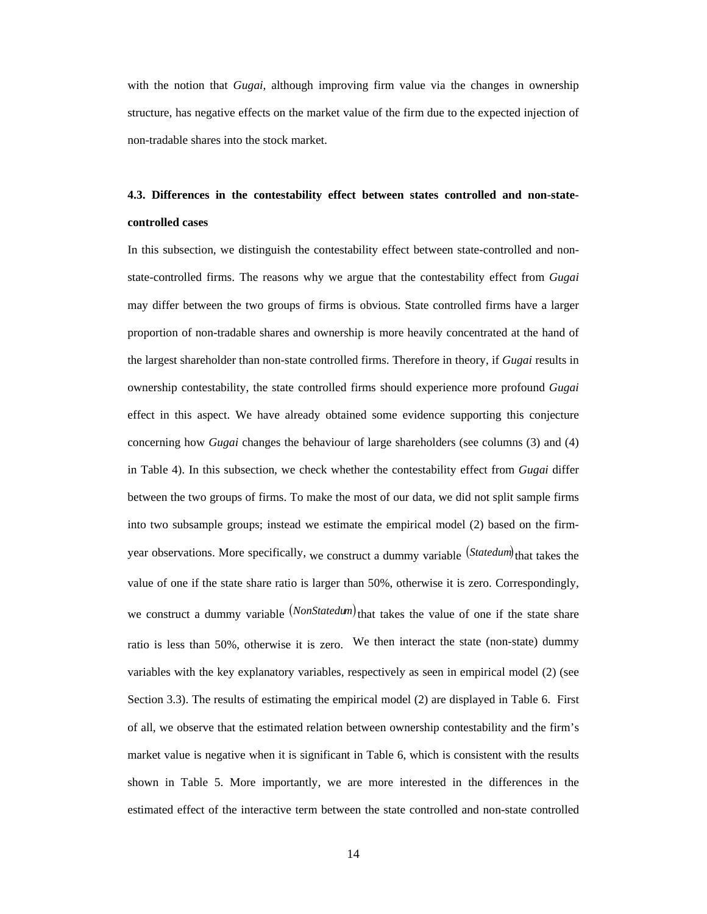with the notion that *Gugai*, although improving firm value via the changes in ownership structure, has negative effects on the market value of the firm due to the expected injection of non-tradable shares into the stock market.

### 4.3. Differences in the contestability effect between states controlled and non-state-controlled cases

In this subsection, we distinguish the contestability effect between state-controlled and non-state-controlled firms. The reasons why we argue that the contestability effect from *Gugai* may differ between the two groups of firms is obvious. State controlled firms have a larger proportion of non-tradable shares and ownership is more heavily concentrated at the hand of the largest shareholder than non-state controlled firms. Therefore in theory, if *Gugai* results in ownership contestability, the state controlled firms should experience more profound *Gugai* effect in this aspect. We have already obtained some evidence supporting this conjecture concerning how *Gugai* changes the behaviour of large shareholders (see columns (3) and (4) in Table 4). In this subsection, we check whether the contestability effect from *Gugai* differ between the two groups of firms. To make the most of our data, we did not split sample firms into two subsample groups; instead we estimate the empirical model (2) based on the firm-year observations. More specifically, we construct a dummy variable $(Statedum)$ that takes the value of one if the state share ratio is larger than 50%, otherwise it is zero. Correspondingly, we construct a dummy variable $(NonStatedum)$ that takes the value of one if the state share ratio is less than 50%, otherwise it is zero. We then interact the state (non-state) dummy variables with the key explanatory variables, respectively as seen in empirical model (2) (see Section 3.3). The results of estimating the empirical model (2) are displayed in Table 6. First of all, we observe that the estimated relation between ownership contestability and the firm's market value is negative when it is significant in Table 6, which is consistent with the results shown in Table 5. More importantly, we are more interested in the differences in the estimated effect of the interactive term between the state controlled and non-state controlled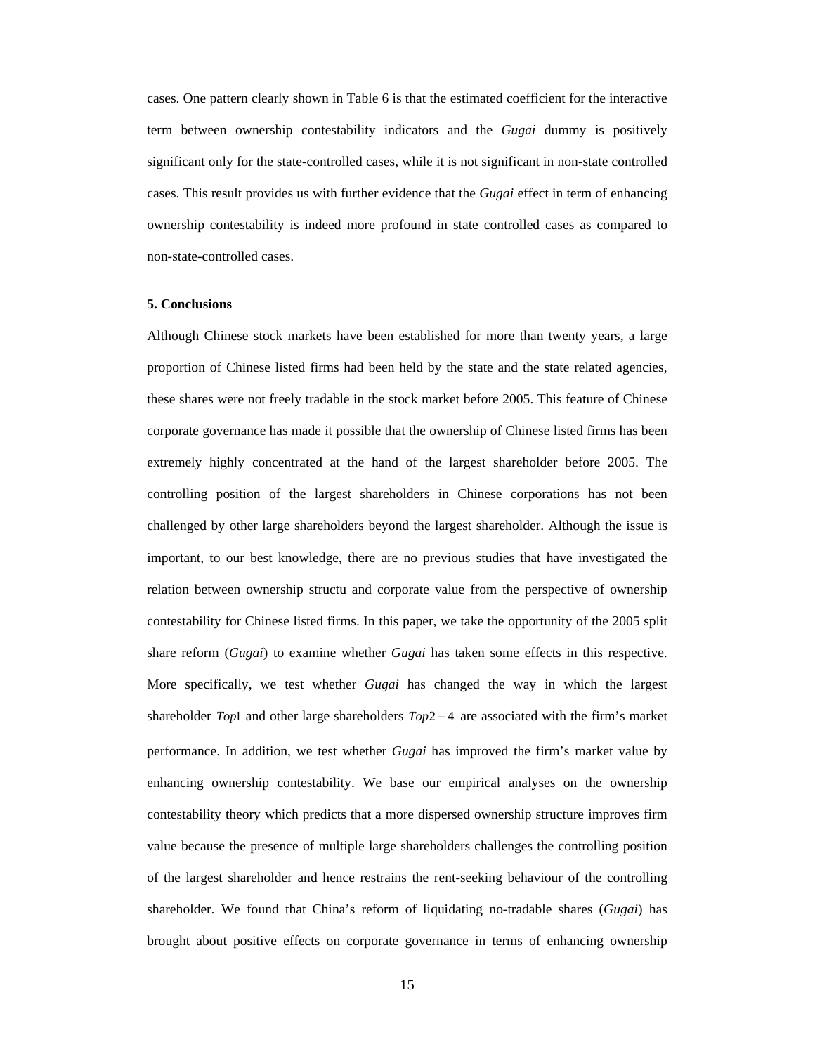cases. One pattern clearly shown in Table 6 is that the estimated coefficient for the interactive term between ownership contestability indicators and the *Gugai* dummy is positively significant only for the state-controlled cases, while it is not significant in non-state controlled cases. This result provides us with further evidence that the *Gugai* effect in term of enhancing ownership contestability is indeed more profound in state controlled cases as compared to non-state-controlled cases.

**5. Conclusions**

Although Chinese stock markets have been established for more than twenty years, a large proportion of Chinese listed firms had been held by the state and the state related agencies, these shares were not freely tradable in the stock market before 2005. This feature of Chinese corporate governance has made it possible that the ownership of Chinese listed firms has been extremely highly concentrated at the hand of the largest shareholder before 2005. The controlling position of the largest shareholders in Chinese corporations has not been challenged by other large shareholders beyond the largest shareholder. Although the issue is important, to our best knowledge, there are no previous studies that have investigated the relation between ownership structu and corporate value from the perspective of ownership contestability for Chinese listed firms. In this paper, we take the opportunity of the 2005 split share reform (*Gugai*) to examine whether *Gugai* has taken some effects in this respective. More specifically, we test whether *Gugai* has changed the way in which the largest shareholder $Top1$ and other large shareholders $Top2-4$ are associated with the firm's market performance. In addition, we test whether *Gugai* has improved the firm's market value by enhancing ownership contestability. We base our empirical analyses on the ownership contestability theory which predicts that a more dispersed ownership structure improves firm value because the presence of multiple large shareholders challenges the controlling position of the largest shareholder and hence restrains the rent-seeking behaviour of the controlling shareholder. We found that China's reform of liquidating no-tradable shares (*Gugai*) has brought about positive effects on corporate governance in terms of enhancing ownership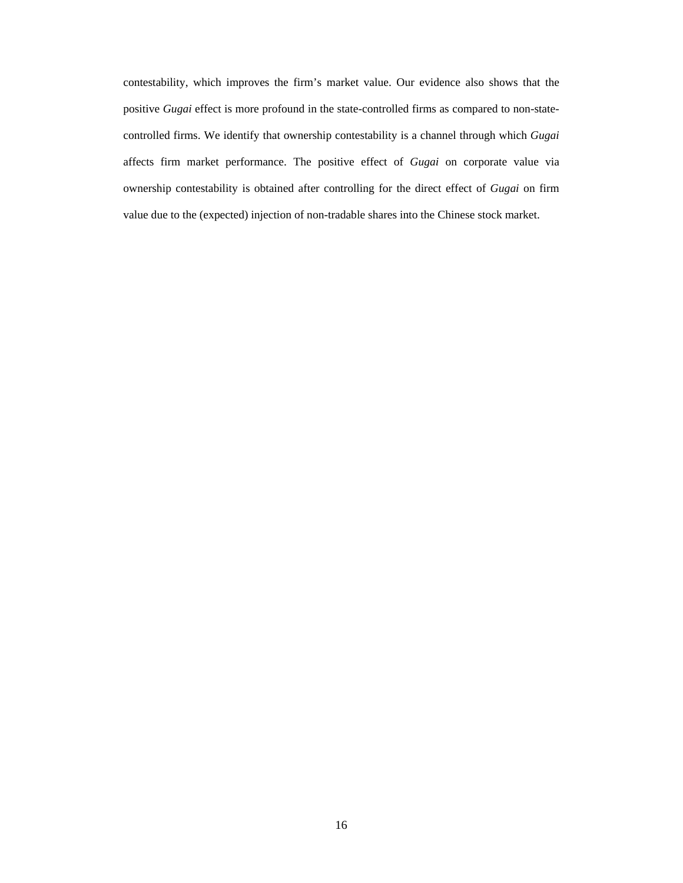contestability, which improves the firm's market value. Our evidence also shows that the positive *Gugai* effect is more profound in the state-controlled firms as compared to non-state-controlled firms. We identify that ownership contestability is a channel through which *Gugai* affects firm market performance. The positive effect of *Gugai* on corporate value via ownership contestability is obtained after controlling for the direct effect of *Gugai* on firm value due to the (expected) injection of non-tradable shares into the Chinese stock market.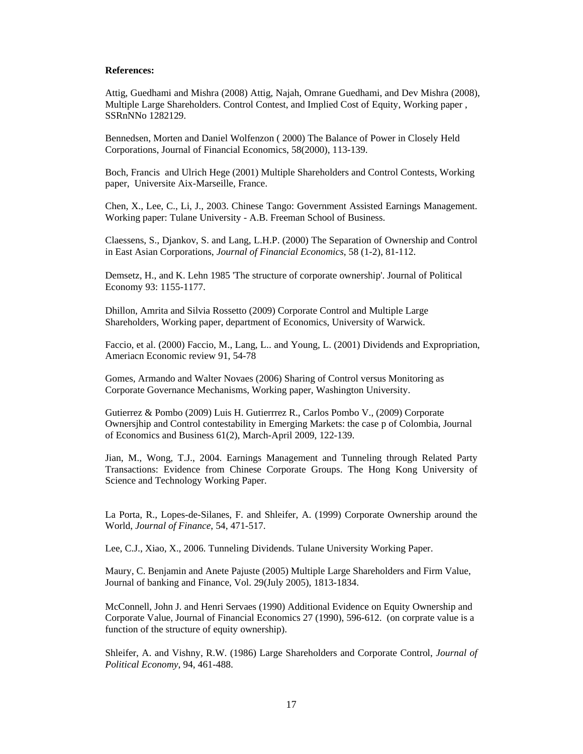**References:**

Attig, Guedhami and Mishra (2008) Attig, Najah, Omrane Guedhami, and Dev Mishra (2008), Multiple Large Shareholders. Control Contest, and Implied Cost of Equity, Working paper , SSRnNNo 1282129.

Bennedsen, Morten and Daniel Wolfenzon ( 2000) The Balance of Power in Closely Held Corporations, Journal of Financial Economics, 58(2000), 113-139.

Boch, Francis and Ulrich Hege (2001) Multiple Shareholders and Control Contests, Working paper, Universite Aix-Marseille, France.

Chen, X., Lee, C., Li, J., 2003. Chinese Tango: Government Assisted Earnings Management. Working paper: Tulane University - A.B. Freeman School of Business.

Claessens, S., Djankov, S. and Lang, L.H.P. (2000) The Separation of Ownership and Control in East Asian Corporations, *Journal of Financial Economics*, 58 (1-2), 81-112.

Demsetz, H., and K. Lehn 1985 'The structure of corporate ownership'. Journal of Political Economy 93: 1155-1177.

Dhillon, Amrita and Silvia Rossetto (2009) Corporate Control and Multiple Large Shareholders, Working paper, department of Economics, University of Warwick.

Faccio, et al. (2000) Faccio, M., Lang, L.. and Young, L. (2001) Dividends and Expropriation, Ameriacn Economic review 91, 54-78

Gomes, Armando and Walter Novaes (2006) Sharing of Control versus Monitoring as Corporate Governance Mechanisms, Working paper, Washington University.

Gutierrez & Pombo (2009) Luis H. Gutierrrez R., Carlos Pombo V., (2009) Corporate Ownersjhip and Control contestability in Emerging Markets: the case p of Colombia, Journal of Economics and Business 61(2), March-April 2009, 122-139.

Jian, M., Wong, T.J., 2004. Earnings Management and Tunneling through Related Party Transactions: Evidence from Chinese Corporate Groups. The Hong Kong University of Science and Technology Working Paper.

La Porta, R., Lopes-de-Silanes, F. and Shleifer, A. (1999) Corporate Ownership around the World, *Journal of Finance*, 54, 471-517.

Lee, C.J., Xiao, X., 2006. Tunneling Dividends. Tulane University Working Paper.

Maury, C. Benjamin and Anete Pajuste (2005) Multiple Large Shareholders and Firm Value, Journal of banking and Finance, Vol. 29(July 2005), 1813-1834.

McConnell, John J. and Henri Servaes (1990) Additional Evidence on Equity Ownership and Corporate Value, Journal of Financial Economics 27 (1990), 596-612. (on corprate value is a function of the structure of equity ownership).

Shleifer, A. and Vishny, R.W. (1986) Large Shareholders and Corporate Control, *Journal of Political Economy*, 94, 461-488.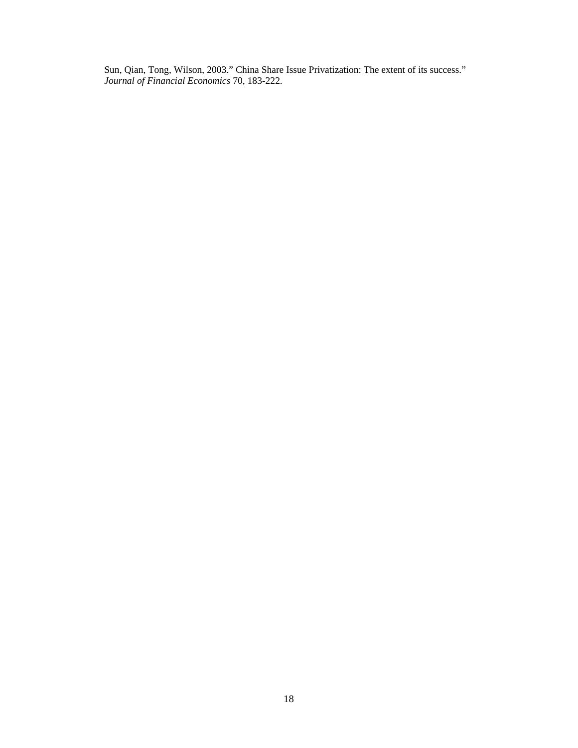Sun, Qian, Tong, Wilson, 2003." China Share Issue Privatization: The extent of its success." *Journal of Financial Economics* 70, 183-222.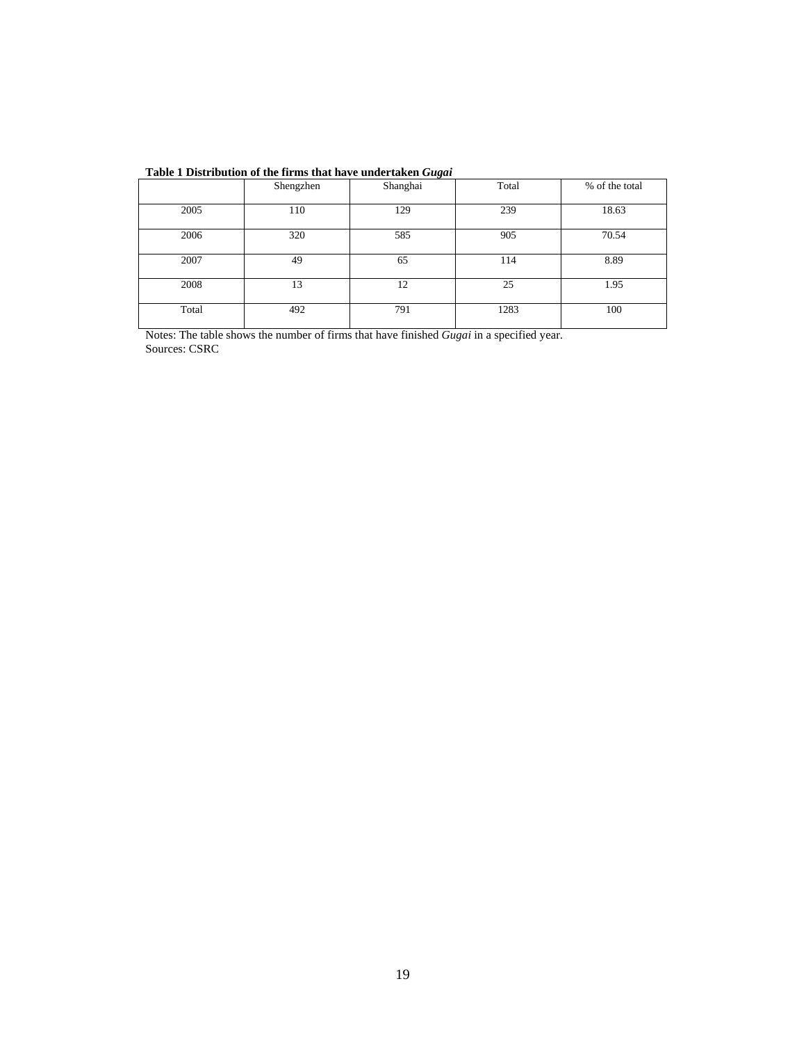**Table 1 Distribution of the firms that have undertaken *Gugai***

| | Shengzhen | Shanghai | Total | % of the total |
|---|---|---|---|---|
| 2005 | 110 | 129 | 239 | 18.63 |
| 2006 | 320 | 585 | 905 | 70.54 |
| 2007 | 49 | 65 | 114 | 8.89 |
| 2008 | 13 | 12 | 25 | 1.95 |
| Total | 492 | 791 | 1283 | 100 |

Notes: The table shows the number of firms that have finished *Gugai* in a specified year.
Sources: CSRC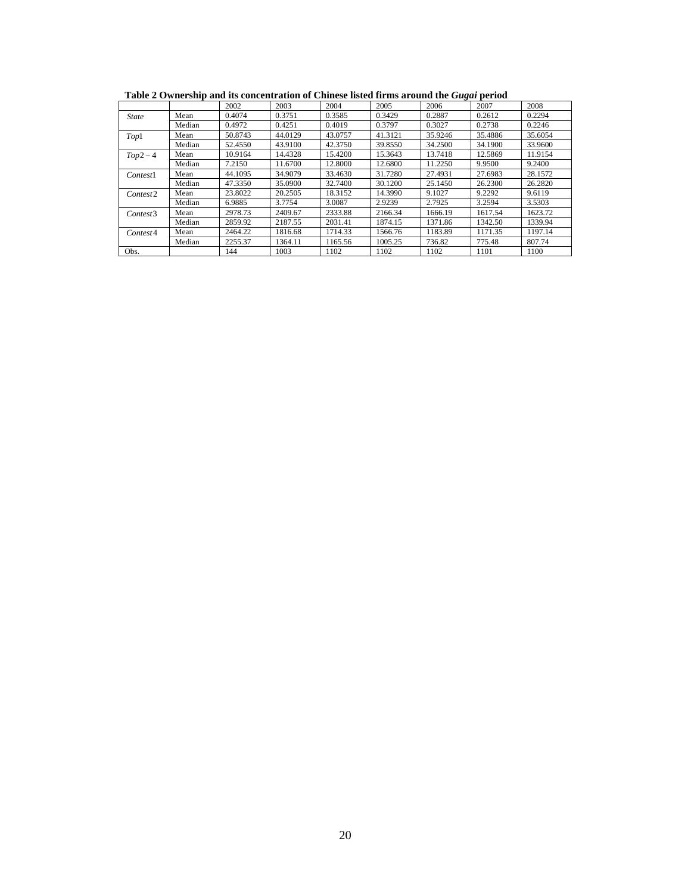**Table 2 Ownership and its concentration of Chinese listed firms around the *Gugai* period**

| | | 2002 | 2003 | 2004 | 2005 | 2006 | 2007 | 2008 |
|---|---|---|---|---|---|---|---|---|
| *State* | Mean | 0.4074 | 0.3751 | 0.3585 | 0.3429 | 0.2887 | 0.2612 | 0.2294 |
| | Median | 0.4972 | 0.4251 | 0.4019 | 0.3797 | 0.3027 | 0.2738 | 0.2246 |
| *Top*1 | Mean | 50.8743 | 44.0129 | 43.0757 | 41.3121 | 35.9246 | 35.4886 | 35.6054 |
| | Median | 52.4550 | 43.9100 | 42.3750 | 39.8550 | 34.2500 | 34.1900 | 33.9600 |
| $Top2-4$ | Mean | 10.9164 | 14.4328 | 15.4200 | 15.3643 | 13.7418 | 12.5869 | 11.9154 |
| | Median | 7.2150 | 11.6700 | 12.8000 | 12.6800 | 11.2250 | 9.9500 | 9.2400 |
| *Contest*1 | Mean | 44.1095 | 34.9079 | 33.4630 | 31.7280 | 27.4931 | 27.6983 | 28.1572 |
| | Median | 47.3350 | 35.0900 | 32.7400 | 30.1200 | 25.1450 | 26.2300 | 26.2820 |
| *Contest*2 | Mean | 23.8022 | 20.2505 | 18.3152 | 14.3990 | 9.1027 | 9.2292 | 9.6119 |
| | Median | 6.9885 | 3.7754 | 3.0087 | 2.9239 | 2.7925 | 3.2594 | 3.5303 |
| *Contest*3 | Mean | 2978.73 | 2409.67 | 2333.88 | 2166.34 | 1666.19 | 1617.54 | 1623.72 |
| | Median | 2859.92 | 2187.55 | 2031.41 | 1874.15 | 1371.86 | 1342.50 | 1339.94 |
| *Contest*4 | Mean | 2464.22 | 1816.68 | 1714.33 | 1566.76 | 1183.89 | 1171.35 | 1197.14 |
| | Median | 2255.37 | 1364.11 | 1165.56 | 1005.25 | 736.82 | 775.48 | 807.74 |
| Obs. | | 144 | 1003 | 1102 | 1102 | 1102 | 1101 | 1100 |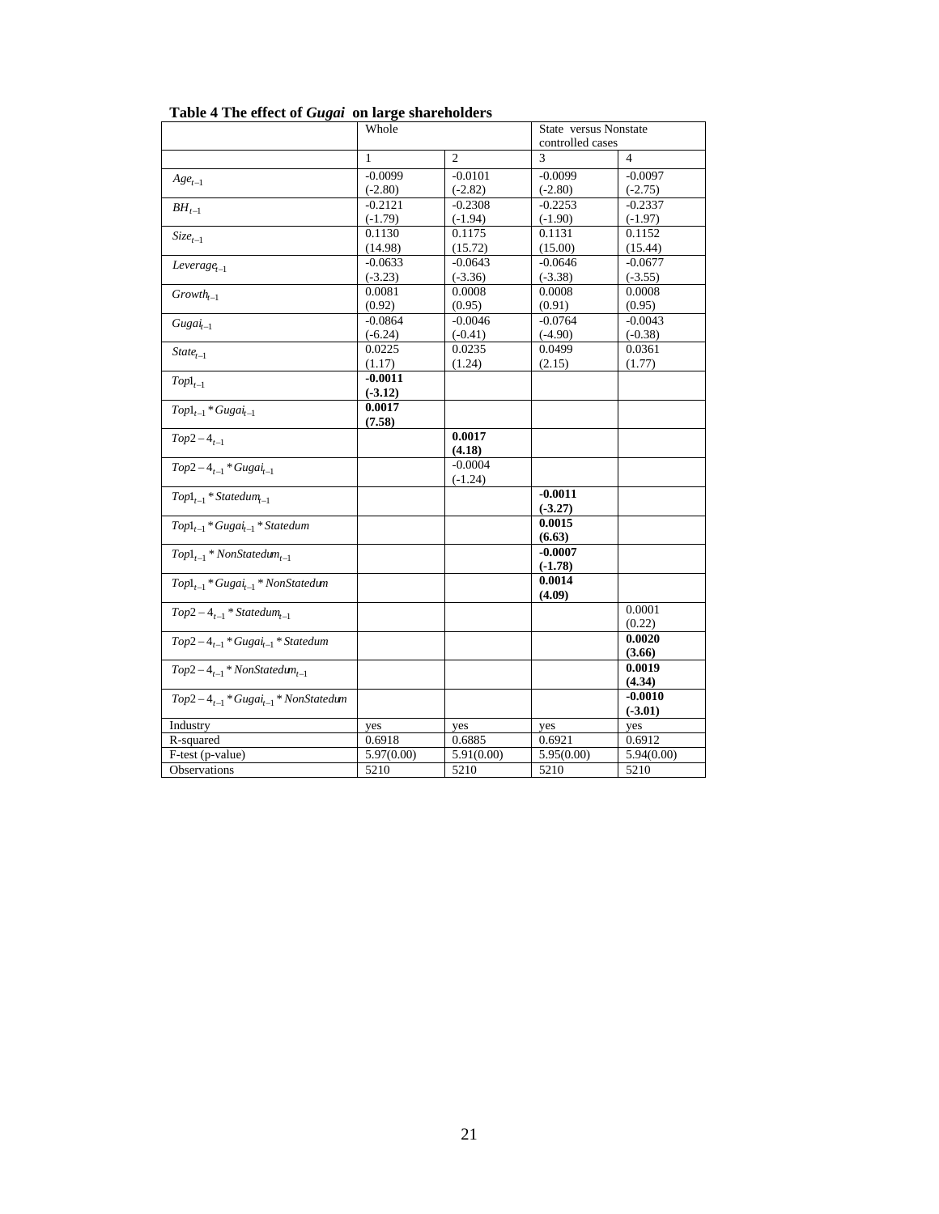**Table 4 The effect of *Gugai* on large shareholders**

| | Whole | | State versus Nonstate controlled cases | |
|---|---|---|---|---|
| | 1 | 2 | 3 | 4 |
| $Age_{t-1}$ | -0.0099 (-2.80) | -0.0101 (-2.82) | -0.0099 (-2.80) | -0.0097 (-2.75) |
| $BH_{t-1}$ | -0.2121 (-1.79) | -0.2308 (-1.94) | -0.2253 (-1.90) | -0.2337 (-1.97) |
| $Size_{t-1}$ | 0.1130 (14.98) | 0.1175 (15.72) | 0.1131 (15.00) | 0.1152 (15.44) |
| $Leverage_{t-1}$ | -0.0633 (-3.23) | -0.0643 (-3.36) | -0.0646 (-3.38) | -0.0677 (-3.55) |
| $Growth_{t-1}$ | 0.0081 (0.92) | 0.0008 (0.95) | 0.0008 (0.91) | 0.0008 (0.95) |
| $Gugai_{t-1}$ | -0.0864 (-6.24) | -0.0046 (-0.41) | -0.0764 (-4.90) | -0.0043 (-0.38) |
| $State_{t-1}$ | 0.0225 (1.17) | 0.0235 (1.24) | 0.0499 (2.15) | 0.0361 (1.77) |
| $Top1_{t-1}$ | **-0.0011 (-3.12)** | | | |
| $Top1_{t-1} * Gugai_{t-1}$ | **0.0017 (7.58)** | | | |
| $Top2-4_{t-1}$ | | **0.0017 (4.18)** | | |
| $Top2-4_{t-1} * Gugai_{t-1}$ | | -0.0004 (-1.24) | | |
| $Top1_{t-1} * Statedum_{t-1}$ | | | **-0.0011 (-3.27)** | |
| $Top1_{t-1} * Gugai_{t-1} * Statedum$ | | | **0.0015 (6.63)** | |
| $Top1_{t-1} * NonStatedum_{t-1}$ | | | **-0.0007 (-1.78)** | |
| $Top1_{t-1} * Gugai_{t-1} * NonStatedum$ | | | **0.0014 (4.09)** | |
| $Top2-4_{t-1} * Statedum_{t-1}$ | | | | 0.0001 (0.22) |
| $Top2-4_{t-1} * Gugai_{t-1} * Statedum$ | | | | **0.0020 (3.66)** |
| $Top2-4_{t-1} * NonStatedum_{t-1}$ | | | | **0.0019 (4.34)** |
| $Top2-4_{t-1} * Gugai_{t-1} * NonStatedum$ | | | | **-0.0010 (-3.01)** |
| Industry | yes | yes | yes | yes |
| R-squared | 0.6918 | 0.6885 | 0.6921 | 0.6912 |
| F-test (p-value) | 5.97(0.00) | 5.91(0.00) | 5.95(0.00) | 5.94(0.00) |
| Observations | 5210 | 5210 | 5210 | 5210 |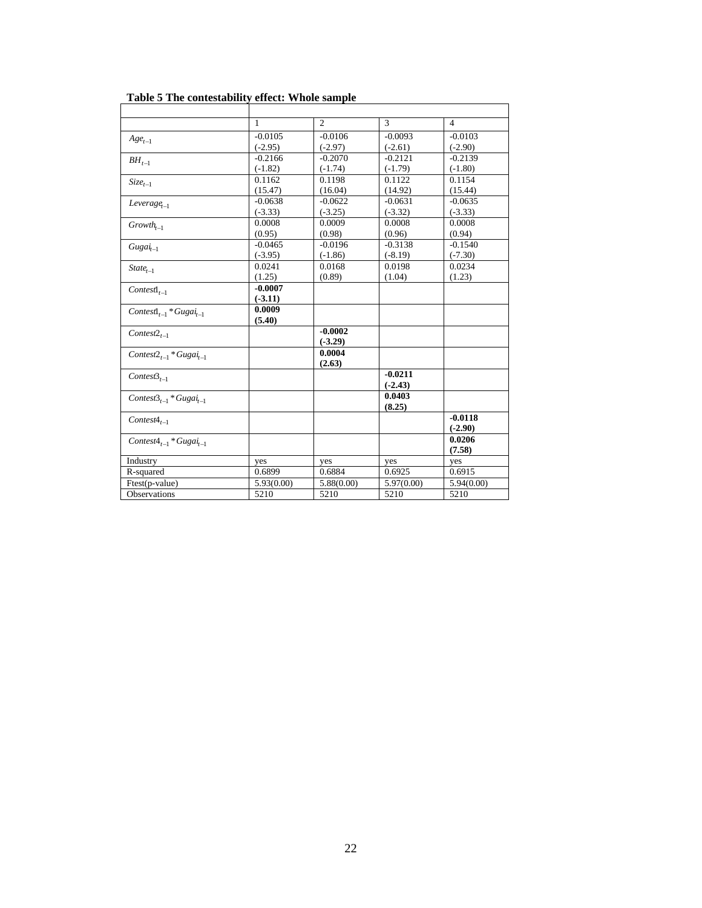**Table 5 The contestability effect: Whole sample**

| | 1 | 2 | 3 | 4 |
|---|---|---|---|---|
| $Age_{t-1}$ | -0.0105<br>(-2.95) | -0.0106<br>(-2.97) | -0.0093<br>(-2.61) | -0.0103<br>(-2.90) |
| $BH_{t-1}$ | -0.2166<br>(-1.82) | -0.2070<br>(-1.74) | -0.2121<br>(-1.79) | -0.2139<br>(-1.80) |
| $Size_{t-1}$ | 0.1162<br>(15.47) | 0.1198<br>(16.04) | 0.1122<br>(14.92) | 0.1154<br>(15.44) |
| $Leverage_{t-1}$ | -0.0638<br>(-3.33) | -0.0622<br>(-3.25) | -0.0631<br>(-3.32) | -0.0635<br>(-3.33) |
| $Growth_{t-1}$ | 0.0008<br>(0.95) | 0.0009<br>(0.98) | 0.0008<br>(0.96) | 0.0008<br>(0.94) |
| $Gugai_{t-1}$ | -0.0465<br>(-3.95) | -0.0196<br>(-1.86) | -0.3138<br>(-8.19) | -0.1540<br>(-7.30) |
| $State_{t-1}$ | 0.0241<br>(1.25) | 0.0168<br>(0.89) | 0.0198<br>(1.04) | 0.0234<br>(1.23) |
| $Contest1_{t-1}$ | **-0.0007**<br>**(-3.11)** | | | |
| $Contest1_{t-1} * Gugai_{t-1}$ | **0.0009**<br>**(5.40)** | | | |
| $Contest2_{t-1}$ | | **-0.0002**<br>**(-3.29)** | | |
| $Contest2_{t-1} * Gugai_{t-1}$ | | **0.0004**<br>**(2.63)** | | |
| $Contest3_{t-1}$ | | | **-0.0211**<br>**(-2.43)** | |
| $Contest3_{t-1} * Gugai_{t-1}$ | | | **0.0403**<br>**(8.25)** | |
| $Contest4_{t-1}$ | | | | **-0.0118**<br>**(-2.90)** |
| $Contest4_{t-1} * Gugai_{t-1}$ | | | | **0.0206**<br>**(7.58)** |
| Industry | yes | yes | yes | yes |
| R-squared | 0.6899 | 0.6884 | 0.6925 | 0.6915 |
| Ftest(p-value) | 5.93(0.00) | 5.88(0.00) | 5.97(0.00) | 5.94(0.00) |
| Observations | 5210 | 5210 | 5210 | 5210 |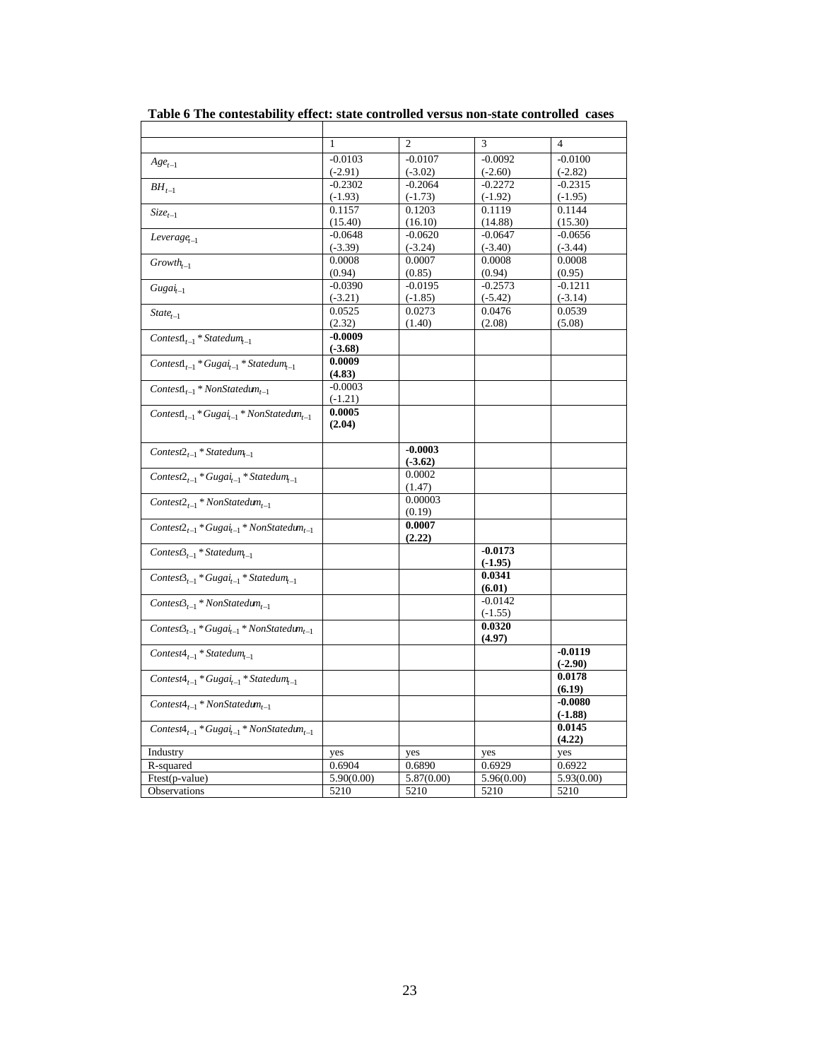**Table 6 The contestability effect: state controlled versus non-state controlled cases**

| | 1 | 2 | 3 | 4 |
|---|---|---|---|---|
| $Age_{t-1}$ | -0.0103<br>(-2.91) | -0.0107<br>(-3.02) | -0.0092<br>(-2.60) | -0.0100<br>(-2.82) |
| $BH_{t-1}$ | -0.2302<br>(-1.93) | -0.2064<br>(-1.73) | -0.2272<br>(-1.92) | -0.2315<br>(-1.95) |
| $Size_{t-1}$ | 0.1157<br>(15.40) | 0.1203<br>(16.10) | 0.1119<br>(14.88) | 0.1144<br>(15.30) |
| $Leverage_{t-1}$ | -0.0648<br>(-3.39) | -0.0620<br>(-3.24) | -0.0647<br>(-3.40) | -0.0656<br>(-3.44) |
| $Growth_{t-1}$ | 0.0008<br>(0.94) | 0.0007<br>(0.85) | 0.0008<br>(0.94) | 0.0008<br>(0.95) |
| $Gugai_{t-1}$ | -0.0390<br>(-3.21) | -0.0195<br>(-1.85) | -0.2573<br>(-5.42) | -0.1211<br>(-3.14) |
| $State_{t-1}$ | 0.0525<br>(2.32) | 0.0273<br>(1.40) | 0.0476<br>(2.08) | 0.0539<br>(5.08) |
| $Contest1_{t-1} * Statedum_{t-1}$ | **-0.0009**<br>**(-3.68)** | | | |
| $Contest1_{t-1} * Gugai_{t-1} * Statedum_{t-1}$ | **0.0009**<br>**(4.83)** | | | |
| $Contest1_{t-1} * NonStatedum_{t-1}$ | -0.0003<br>(-1.21) | | | |
| $Contest1_{t-1} * Gugai_{t-1} * NonStatedum_{t-1}$ | **0.0005**<br>**(2.04)** | | | |
| $Contest2_{t-1} * Statedum_{t-1}$ | | **-0.0003**<br>**(-3.62)** | | |
| $Contest2_{t-1} * Gugai_{t-1} * Statedum_{t-1}$ | | 0.0002<br>(1.47) | | |
| $Contest2_{t-1} * NonStatedum_{t-1}$ | | 0.00003<br>(0.19) | | |
| $Contest2_{t-1} * Gugai_{t-1} * NonStatedum_{t-1}$ | | **0.0007**<br>**(2.22)** | | |
| $Contest3_{t-1} * Statedum_{t-1}$ | | | **-0.0173**<br>**(-1.95)** | |
| $Contest3_{t-1} * Gugai_{t-1} * Statedum_{t-1}$ | | | **0.0341**<br>**(6.01)** | |
| $Contest3_{t-1} * NonStatedum_{t-1}$ | | | -0.0142<br>(-1.55) | |
| $Contest3_{t-1} * Gugai_{t-1} * NonStatedum_{t-1}$ | | | **0.0320**<br>**(4.97)** | |
| $Contest4_{t-1} * Statedum_{t-1}$ | | | | **-0.0119**<br>**(-2.90)** |
| $Contest4_{t-1} * Gugai_{t-1} * Statedum_{t-1}$ | | | | **0.0178**<br>**(6.19)** |
| $Contest4_{t-1} * NonStatedum_{t-1}$ | | | | **-0.0080**<br>**(-1.88)** |
| $Contest4_{t-1} * Gugai_{t-1} * NonStatedum_{t-1}$ | | | | **0.0145**<br>**(4.22)** |
| Industry | yes | yes | yes | yes |
| R-squared | 0.6904 | 0.6890 | 0.6929 | 0.6922 |
| Ftest(p-value) | 5.90(0.00) | 5.87(0.00) | 5.96(0.00) | 5.93(0.00) |
| Observations | 5210 | 5210 | 5210 | 5210 |